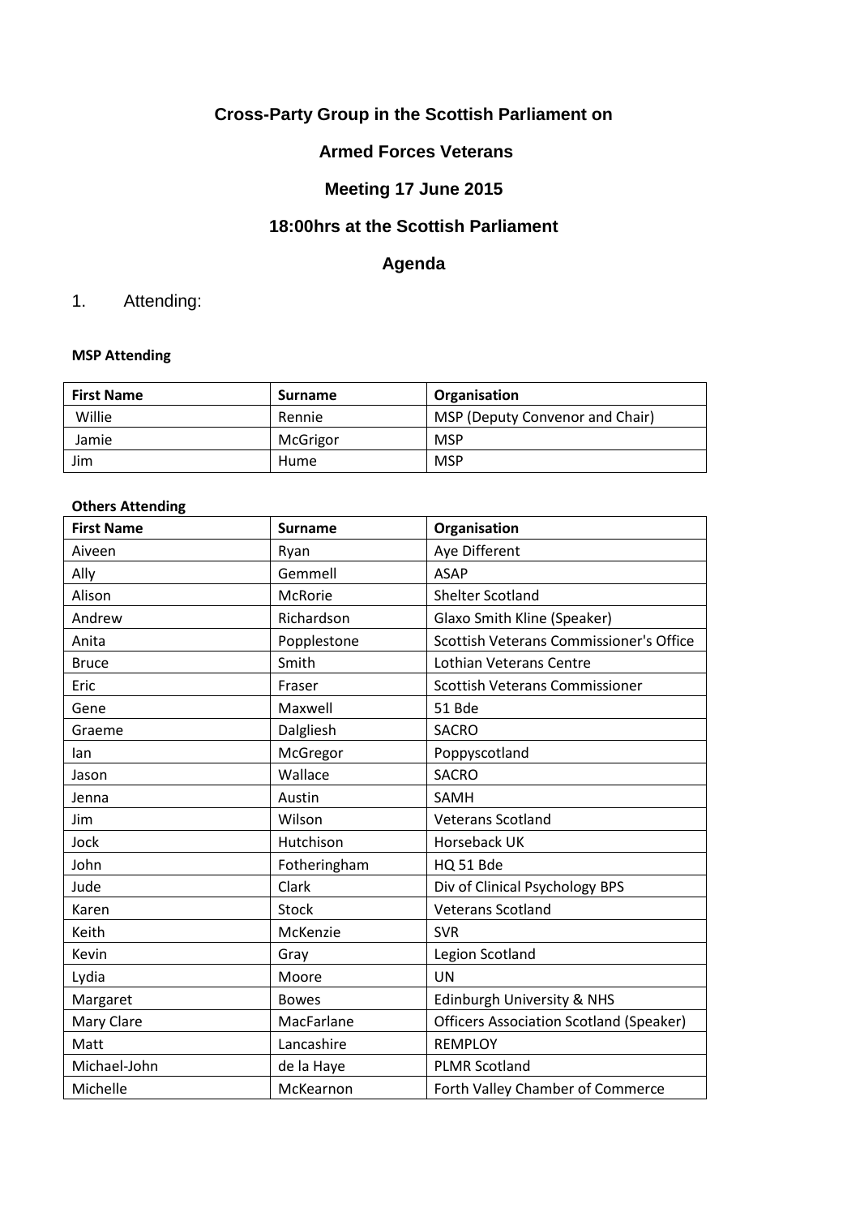# Cross-Party Group in the Scottish Parliament on

## Armed Forces Veterans

## Meeting 17 June 2015

## 18:00hrs at the Scottish Parliament

## Agenda

1. Attending:

**MSP Attending**

| First Name | Surname | Organisation |
|---|---|---|
| Willie | Rennie | MSP (Deputy Convenor and Chair) |
| Jamie | McGrigor | MSP |
| Jim | Hume | MSP |

**Others Attending**

| First Name | Surname | Organisation |
|---|---|---|
| Aiveen | Ryan | Aye Different |
| Ally | Gemmell | ASAP |
| Alison | McRorie | Shelter Scotland |
| Andrew | Richardson | Glaxo Smith Kline (Speaker) |
| Anita | Popplestone | Scottish Veterans Commissioner's Office |
| Bruce | Smith | Lothian Veterans Centre |
| Eric | Fraser | Scottish Veterans Commissioner |
| Gene | Maxwell | 51 Bde |
| Graeme | Dalgliesh | SACRO |
| Ian | McGregor | Poppyscotland |
| Jason | Wallace | SACRO |
| Jenna | Austin | SAMH |
| Jim | Wilson | Veterans Scotland |
| Jock | Hutchison | Horseback UK |
| John | Fotheringham | HQ 51 Bde |
| Jude | Clark | Div of Clinical Psychology BPS |
| Karen | Stock | Veterans Scotland |
| Keith | McKenzie | SVR |
| Kevin | Gray | Legion Scotland |
| Lydia | Moore | UN |
| Margaret | Bowes | Edinburgh University & NHS |
| Mary Clare | MacFarlane | Officers Association Scotland (Speaker) |
| Matt | Lancashire | REMPLOY |
| Michael-John | de la Haye | PLMR Scotland |
| Michelle | McKearnon | Forth Valley Chamber of Commerce |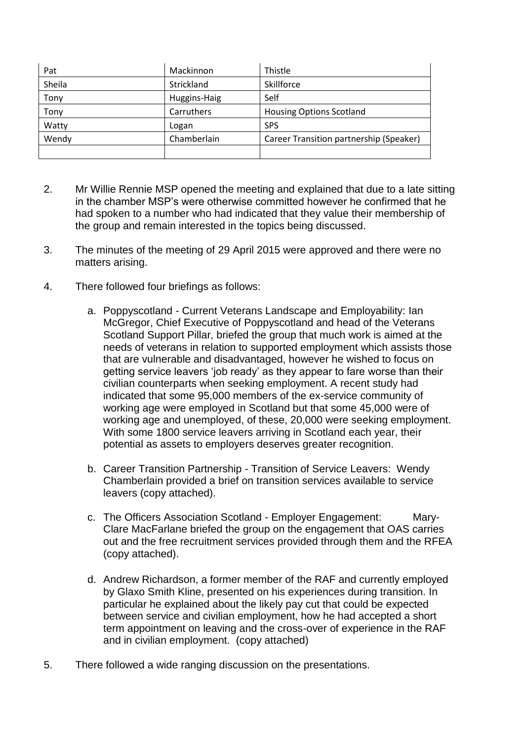| Pat | Mackinnon | Thistle |
|---|---|---|
| Sheila | Strickland | Skillforce |
| Tony | Huggins-Haig | Self |
| Tony | Carruthers | Housing Options Scotland |
| Watty | Logan | SPS |
| Wendy | Chamberlain | Career Transition partnership (Speaker) |
| | | |

2. Mr Willie Rennie MSP opened the meeting and explained that due to a late sitting in the chamber MSP's were otherwise committed however he confirmed that he had spoken to a number who had indicated that they value their membership of the group and remain interested in the topics being discussed.

3. The minutes of the meeting of 29 April 2015 were approved and there were no matters arising.

4. There followed four briefings as follows:

   a. Poppyscotland - Current Veterans Landscape and Employability: Ian McGregor, Chief Executive of Poppyscotland and head of the Veterans Scotland Support Pillar, briefed the group that much work is aimed at the needs of veterans in relation to supported employment which assists those that are vulnerable and disadvantaged, however he wished to focus on getting service leavers 'job ready' as they appear to fare worse than their civilian counterparts when seeking employment. A recent study had indicated that some 95,000 members of the ex-service community of working age were employed in Scotland but that some 45,000 were of working age and unemployed, of these, 20,000 were seeking employment. With some 1800 service leavers arriving in Scotland each year, their potential as assets to employers deserves greater recognition.

   b. Career Transition Partnership - Transition of Service Leavers: Wendy Chamberlain provided a brief on transition services available to service leavers (copy attached).

   c. The Officers Association Scotland - Employer Engagement: Mary-Clare MacFarlane briefed the group on the engagement that OAS carries out and the free recruitment services provided through them and the RFEA (copy attached).

   d. Andrew Richardson, a former member of the RAF and currently employed by Glaxo Smith Kline, presented on his experiences during transition. In particular he explained about the likely pay cut that could be expected between service and civilian employment, how he had accepted a short term appointment on leaving and the cross-over of experience in the RAF and in civilian employment. (copy attached)

5. There followed a wide ranging discussion on the presentations.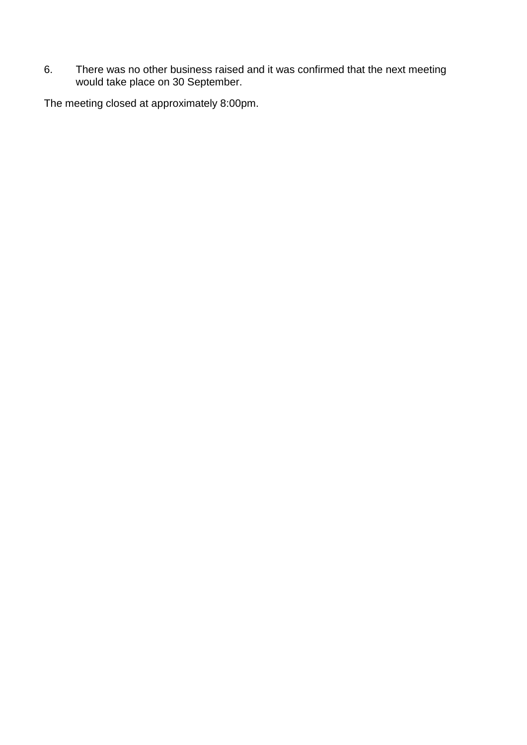6. There was no other business raised and it was confirmed that the next meeting would take place on 30 September.

The meeting closed at approximately 8:00pm.